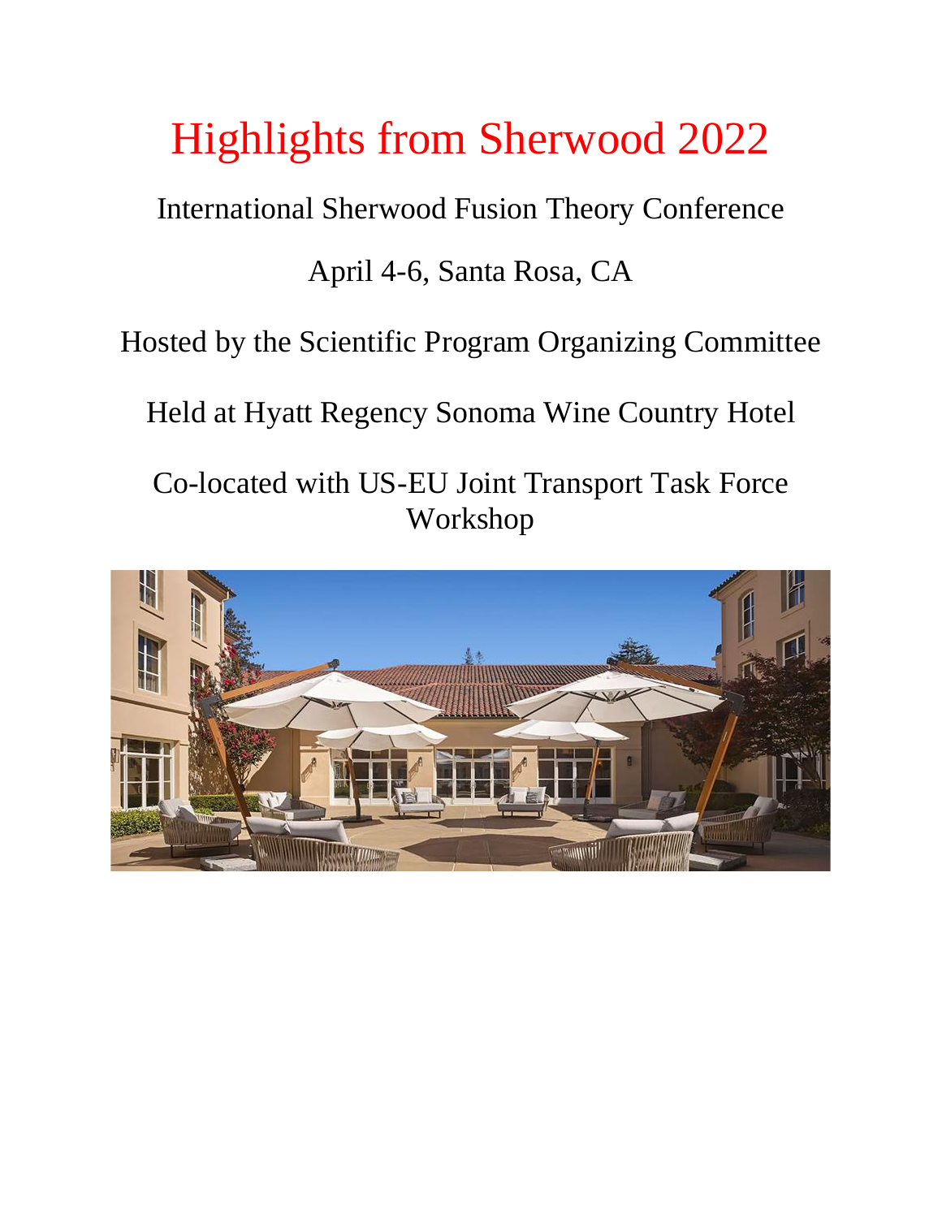# Highlights from Sherwood 2022

International Sherwood Fusion Theory Conference

April 4-6, Santa Rosa, CA

Hosted by the Scientific Program Organizing Committee

Held at Hyatt Regency Sonoma Wine Country Hotel

Co-located with US-EU Joint Transport Task Force Workshop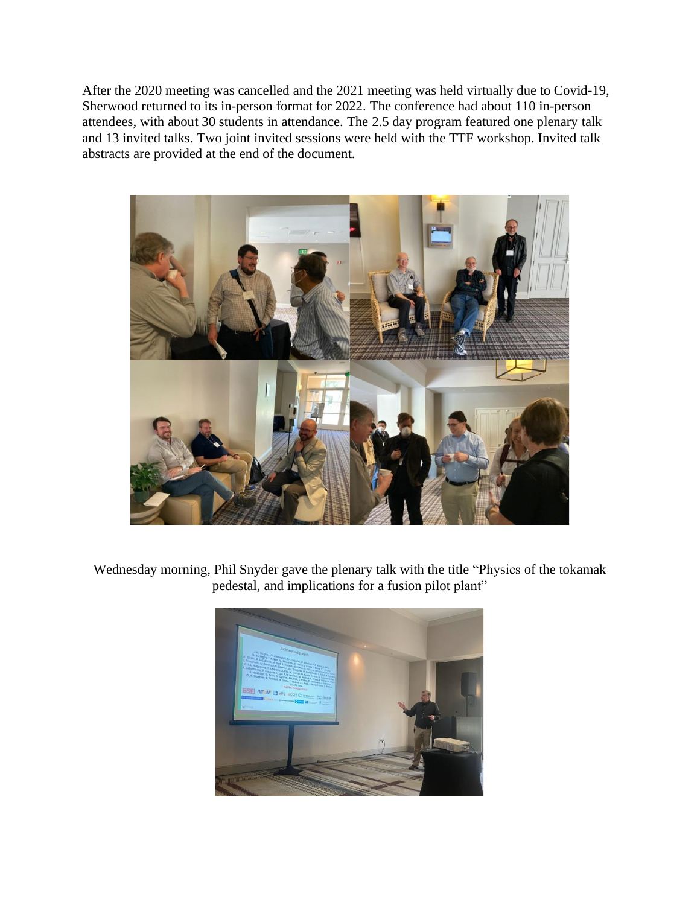After the 2020 meeting was cancelled and the 2021 meeting was held virtually due to Covid-19, Sherwood returned to its in-person format for 2022. The conference had about 110 in-person attendees, with about 30 students in attendance. The 2.5 day program featured one plenary talk and 13 invited talks. Two joint invited sessions were held with the TTF workshop. Invited talk abstracts are provided at the end of the document.

Wednesday morning, Phil Snyder gave the plenary talk with the title "Physics of the tokamak pedestal, and implications for a fusion pilot plant"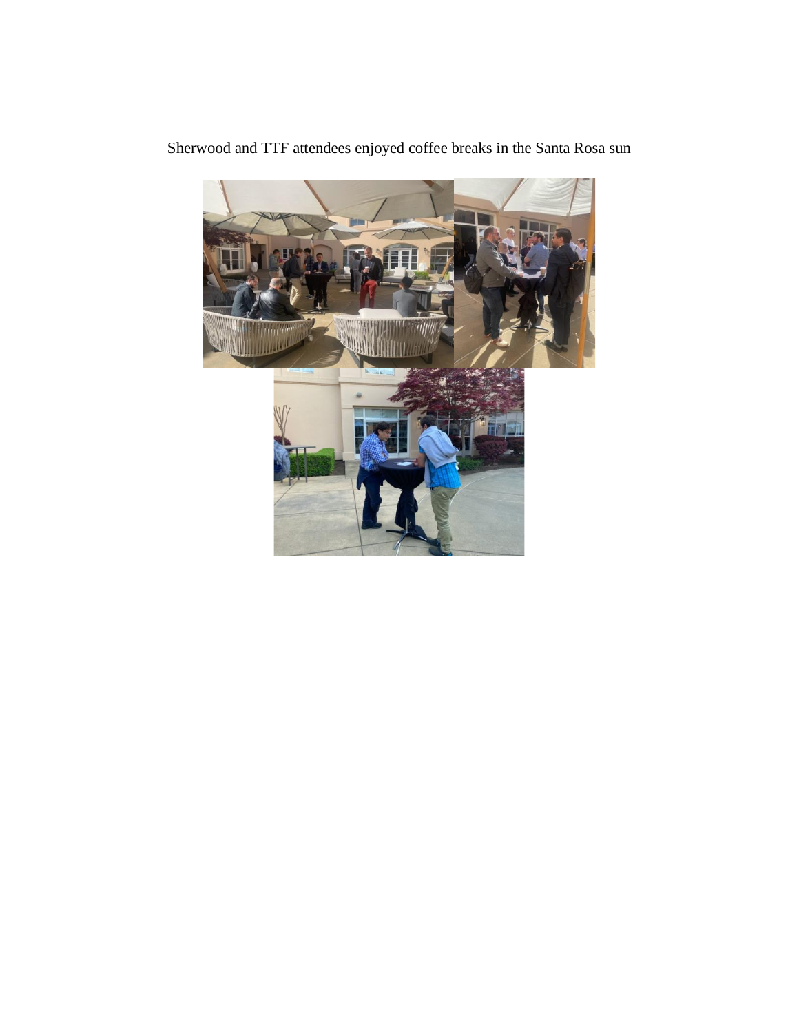Sherwood and TTF attendees enjoyed coffee breaks in the Santa Rosa sun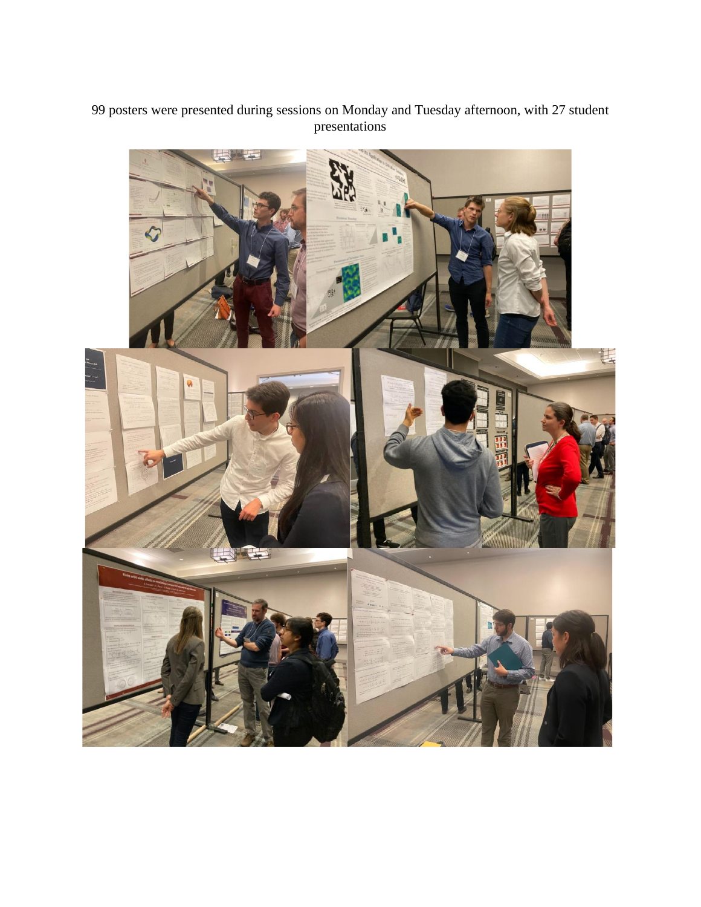99 posters were presented during sessions on Monday and Tuesday afternoon, with 27 student presentations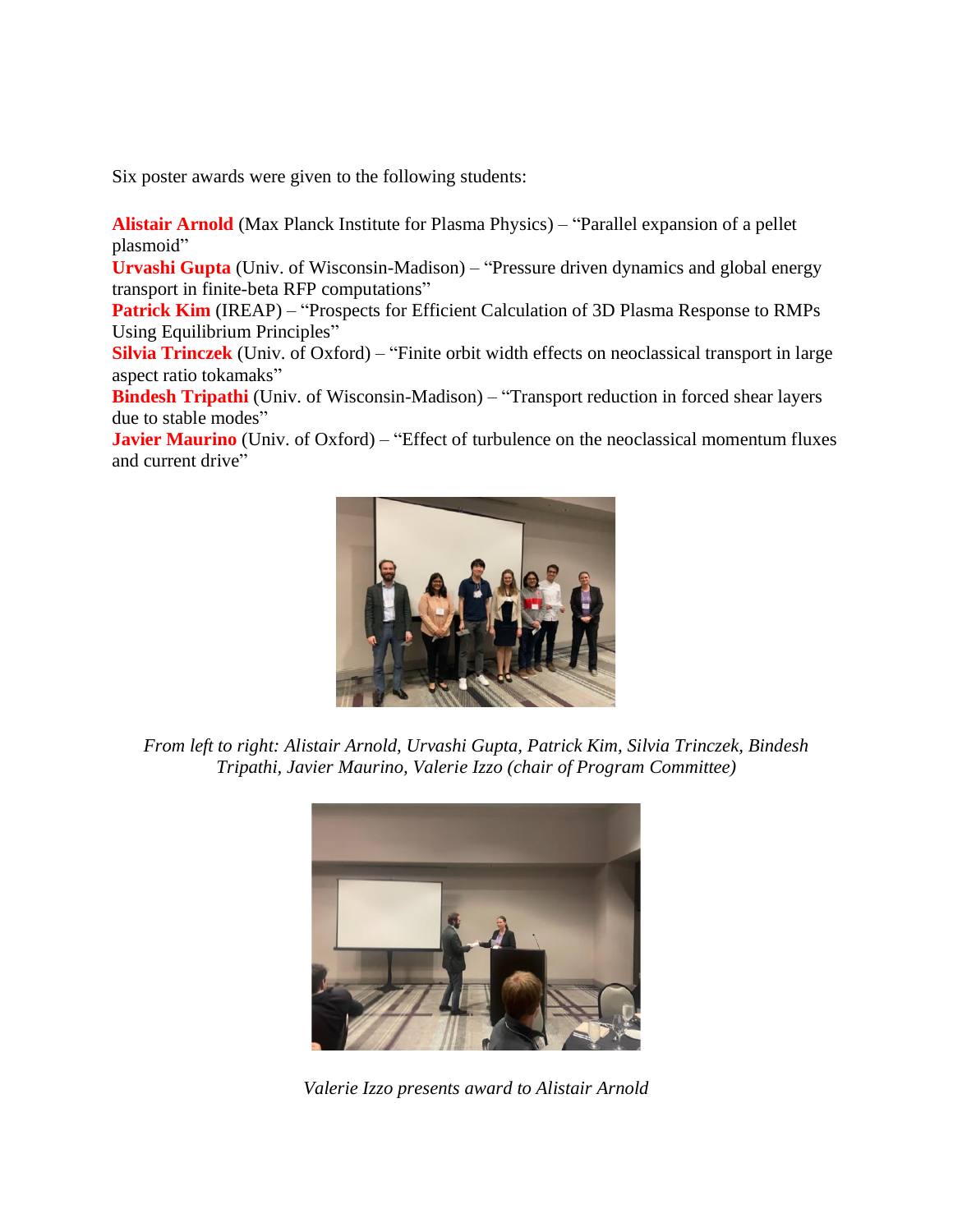Six poster awards were given to the following students:

**Alistair Arnold** (Max Planck Institute for Plasma Physics) – "Parallel expansion of a pellet plasmoid"
**Urvashi Gupta** (Univ. of Wisconsin-Madison) – "Pressure driven dynamics and global energy transport in finite-beta RFP computations"
**Patrick Kim** (IREAP) – "Prospects for Efficient Calculation of 3D Plasma Response to RMPs Using Equilibrium Principles"
**Silvia Trinczek** (Univ. of Oxford) – "Finite orbit width effects on neoclassical transport in large aspect ratio tokamaks"
**Bindesh Tripathi** (Univ. of Wisconsin-Madison) – "Transport reduction in forced shear layers due to stable modes"
**Javier Maurino** (Univ. of Oxford) – "Effect of turbulence on the neoclassical momentum fluxes and current drive"

*From left to right: Alistair Arnold, Urvashi Gupta, Patrick Kim, Silvia Trinczek, Bindesh Tripathi, Javier Maurino, Valerie Izzo (chair of Program Committee)*

*Valerie Izzo presents award to Alistair Arnold*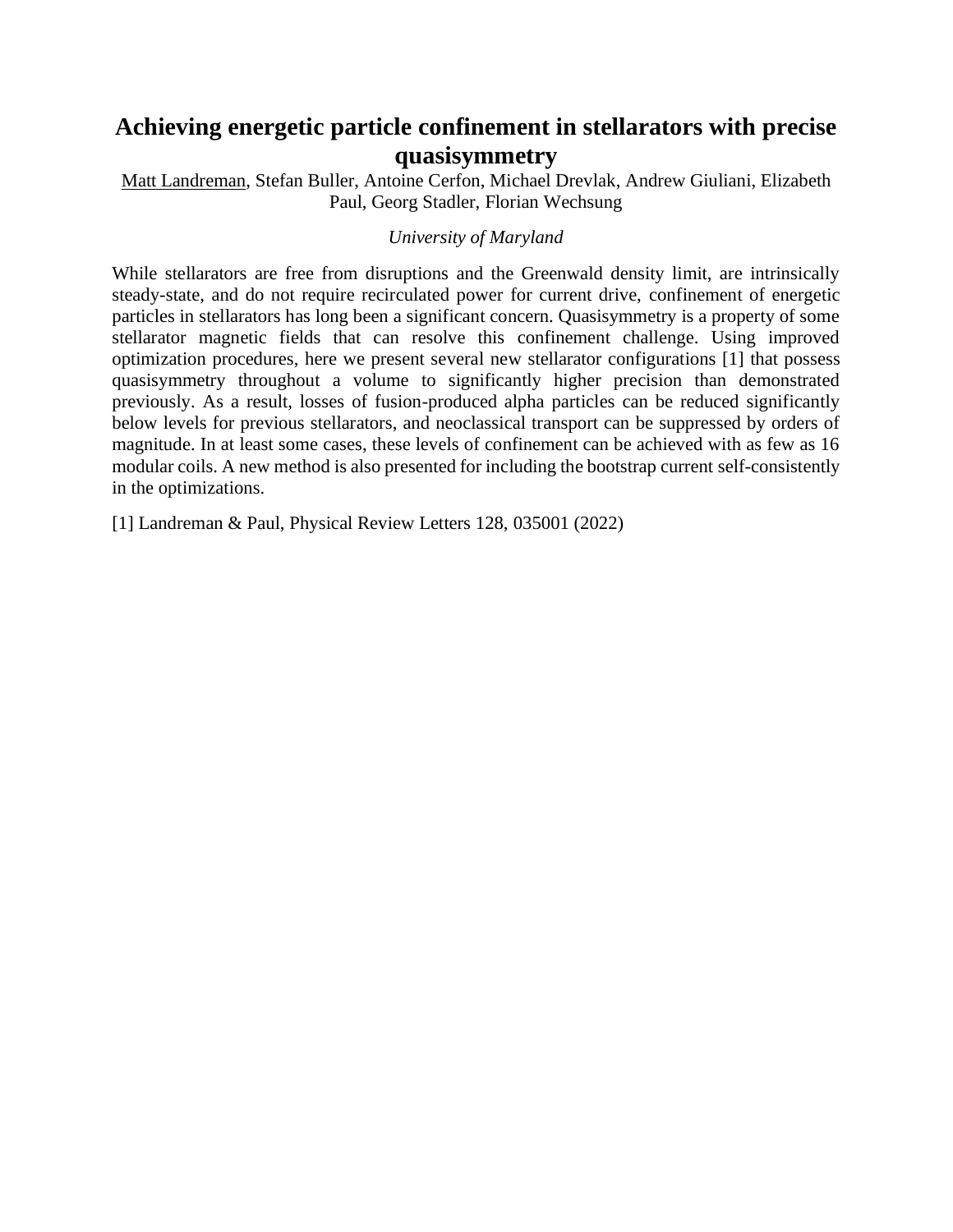# Achieving energetic particle confinement in stellarators with precise quasisymmetry

<u>Matt Landreman</u>, Stefan Buller, Antoine Cerfon, Michael Drevlak, Andrew Giuliani, Elizabeth Paul, Georg Stadler, Florian Wechsung

*University of Maryland*

While stellarators are free from disruptions and the Greenwald density limit, are intrinsically steady-state, and do not require recirculated power for current drive, confinement of energetic particles in stellarators has long been a significant concern. Quasisymmetry is a property of some stellarator magnetic fields that can resolve this confinement challenge. Using improved optimization procedures, here we present several new stellarator configurations [1] that possess quasisymmetry throughout a volume to significantly higher precision than demonstrated previously. As a result, losses of fusion-produced alpha particles can be reduced significantly below levels for previous stellarators, and neoclassical transport can be suppressed by orders of magnitude. In at least some cases, these levels of confinement can be achieved with as few as 16 modular coils. A new method is also presented for including the bootstrap current self-consistently in the optimizations.

[1] Landreman & Paul, Physical Review Letters 128, 035001 (2022)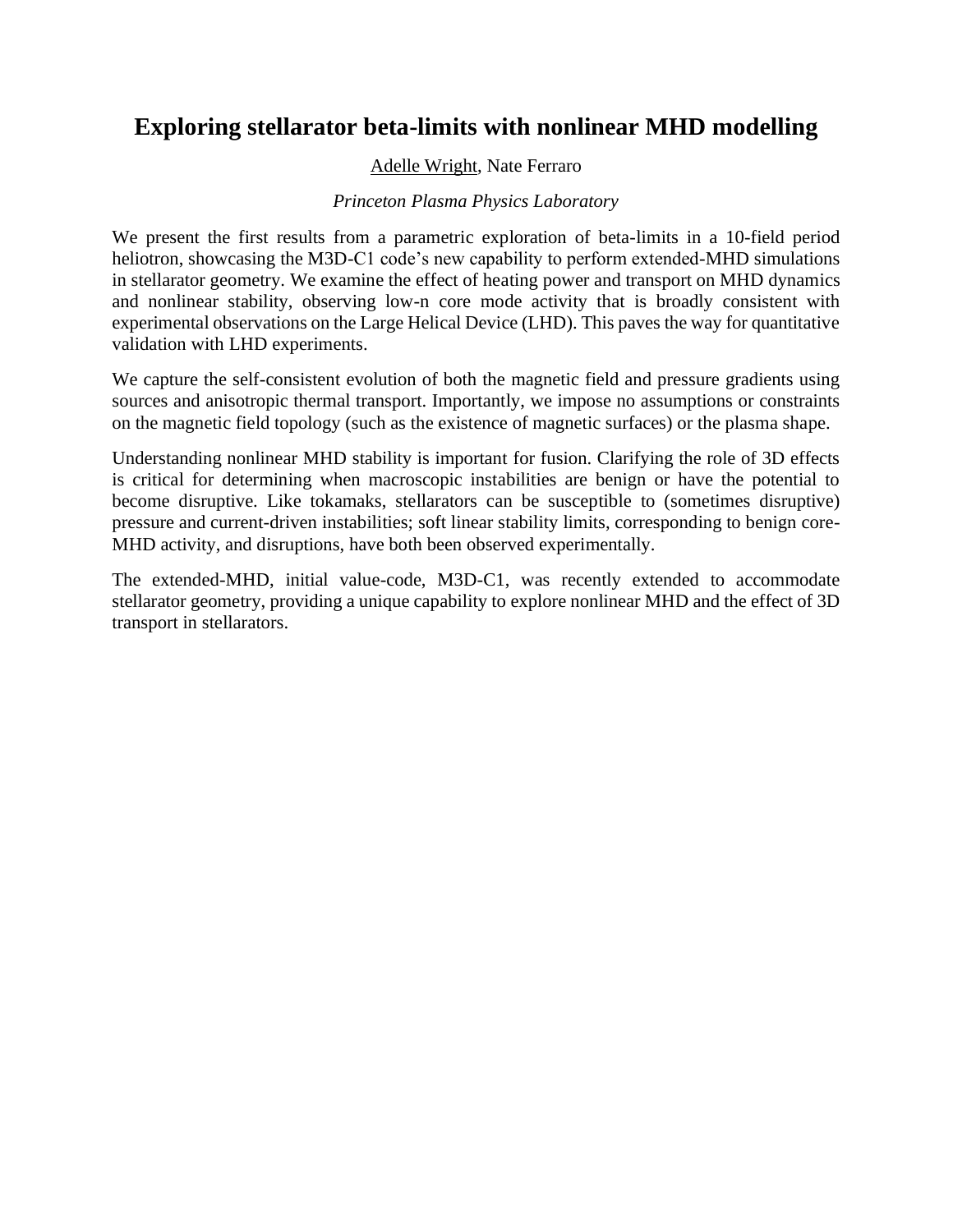# Exploring stellarator beta-limits with nonlinear MHD modelling

Adelle Wright, Nate Ferraro

*Princeton Plasma Physics Laboratory*

We present the first results from a parametric exploration of beta-limits in a 10-field period heliotron, showcasing the M3D-C1 code's new capability to perform extended-MHD simulations in stellarator geometry. We examine the effect of heating power and transport on MHD dynamics and nonlinear stability, observing low-n core mode activity that is broadly consistent with experimental observations on the Large Helical Device (LHD). This paves the way for quantitative validation with LHD experiments.

We capture the self-consistent evolution of both the magnetic field and pressure gradients using sources and anisotropic thermal transport. Importantly, we impose no assumptions or constraints on the magnetic field topology (such as the existence of magnetic surfaces) or the plasma shape.

Understanding nonlinear MHD stability is important for fusion. Clarifying the role of 3D effects is critical for determining when macroscopic instabilities are benign or have the potential to become disruptive. Like tokamaks, stellarators can be susceptible to (sometimes disruptive) pressure and current-driven instabilities; soft linear stability limits, corresponding to benign core-MHD activity, and disruptions, have both been observed experimentally.

The extended-MHD, initial value-code, M3D-C1, was recently extended to accommodate stellarator geometry, providing a unique capability to explore nonlinear MHD and the effect of 3D transport in stellarators.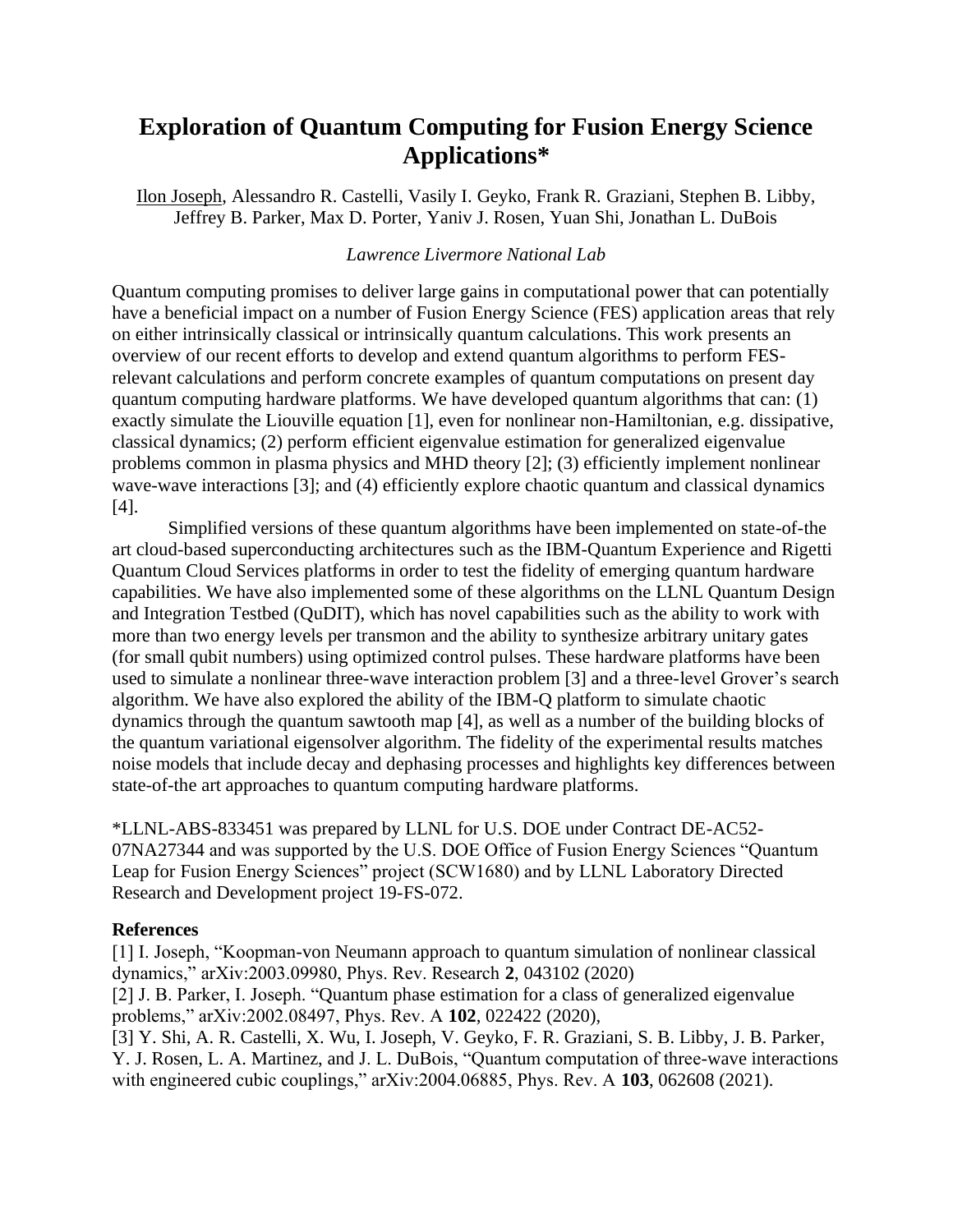# Exploration of Quantum Computing for Fusion Energy Science Applications*

Ilon Joseph, Alessandro R. Castelli, Vasily I. Geyko, Frank R. Graziani, Stephen B. Libby, Jeffrey B. Parker, Max D. Porter, Yaniv J. Rosen, Yuan Shi, Jonathan L. DuBois

*Lawrence Livermore National Lab*

Quantum computing promises to deliver large gains in computational power that can potentially have a beneficial impact on a number of Fusion Energy Science (FES) application areas that rely on either intrinsically classical or intrinsically quantum calculations. This work presents an overview of our recent efforts to develop and extend quantum algorithms to perform FES-relevant calculations and perform concrete examples of quantum computations on present day quantum computing hardware platforms. We have developed quantum algorithms that can: (1) exactly simulate the Liouville equation [1], even for nonlinear non-Hamiltonian, e.g. dissipative, classical dynamics; (2) perform efficient eigenvalue estimation for generalized eigenvalue problems common in plasma physics and MHD theory [2]; (3) efficiently implement nonlinear wave-wave interactions [3]; and (4) efficiently explore chaotic quantum and classical dynamics [4].

Simplified versions of these quantum algorithms have been implemented on state-of-the art cloud-based superconducting architectures such as the IBM-Quantum Experience and Rigetti Quantum Cloud Services platforms in order to test the fidelity of emerging quantum hardware capabilities. We have also implemented some of these algorithms on the LLNL Quantum Design and Integration Testbed (QuDIT), which has novel capabilities such as the ability to work with more than two energy levels per transmon and the ability to synthesize arbitrary unitary gates (for small qubit numbers) using optimized control pulses. These hardware platforms have been used to simulate a nonlinear three-wave interaction problem [3] and a three-level Grover's search algorithm. We have also explored the ability of the IBM-Q platform to simulate chaotic dynamics through the quantum sawtooth map [4], as well as a number of the building blocks of the quantum variational eigensolver algorithm. The fidelity of the experimental results matches noise models that include decay and dephasing processes and highlights key differences between state-of-the art approaches to quantum computing hardware platforms.

*LLNL-ABS-833451 was prepared by LLNL for U.S. DOE under Contract DE-AC52-07NA27344 and was supported by the U.S. DOE Office of Fusion Energy Sciences "Quantum Leap for Fusion Energy Sciences" project (SCW1680) and by LLNL Laboratory Directed Research and Development project 19-FS-072.

**References**

[1] I. Joseph, "Koopman-von Neumann approach to quantum simulation of nonlinear classical dynamics," arXiv:2003.09980, Phys. Rev. Research **2**, 043102 (2020)

[2] J. B. Parker, I. Joseph. "Quantum phase estimation for a class of generalized eigenvalue problems," arXiv:2002.08497, Phys. Rev. A **102**, 022422 (2020),

[3] Y. Shi, A. R. Castelli, X. Wu, I. Joseph, V. Geyko, F. R. Graziani, S. B. Libby, J. B. Parker, Y. J. Rosen, L. A. Martinez, and J. L. DuBois, "Quantum computation of three-wave interactions with engineered cubic couplings," arXiv:2004.06885, Phys. Rev. A **103**, 062608 (2021).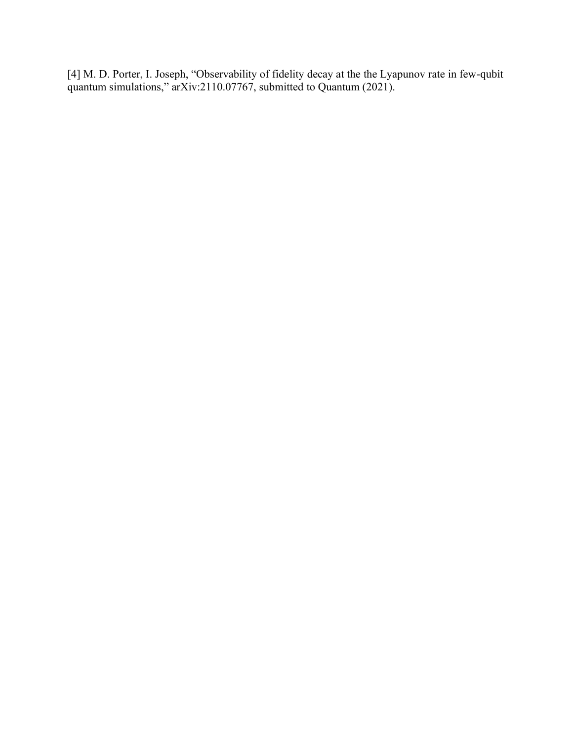[4] M. D. Porter, I. Joseph, "Observability of fidelity decay at the the Lyapunov rate in few-qubit quantum simulations," arXiv:2110.07767, submitted to Quantum (2021).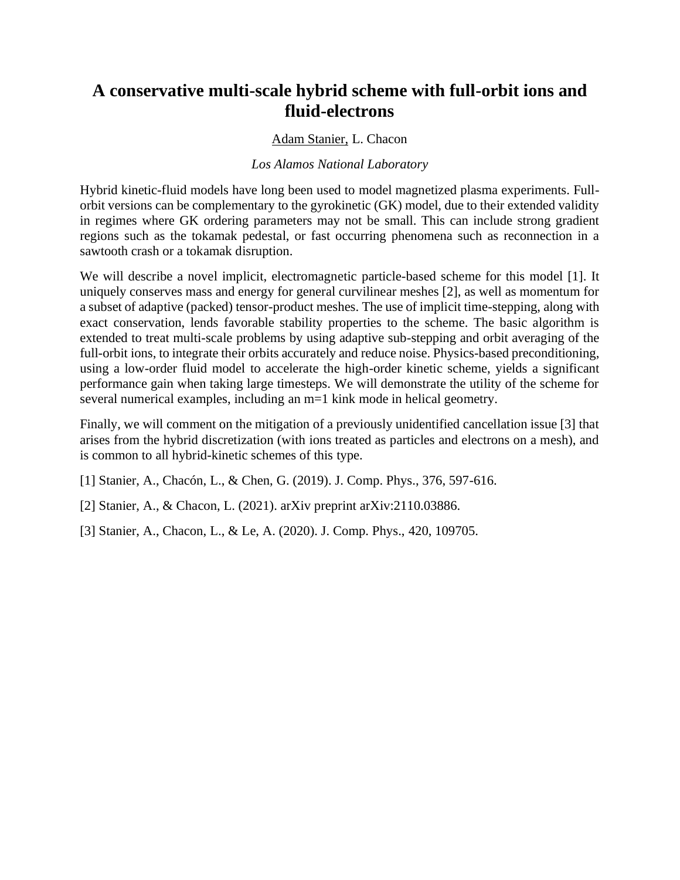# A conservative multi-scale hybrid scheme with full-orbit ions and fluid-electrons

<u>Adam Stanier,</u> L. Chacon

*Los Alamos National Laboratory*

Hybrid kinetic-fluid models have long been used to model magnetized plasma experiments. Full-orbit versions can be complementary to the gyrokinetic (GK) model, due to their extended validity in regimes where GK ordering parameters may not be small. This can include strong gradient regions such as the tokamak pedestal, or fast occurring phenomena such as reconnection in a sawtooth crash or a tokamak disruption.

We will describe a novel implicit, electromagnetic particle-based scheme for this model [1]. It uniquely conserves mass and energy for general curvilinear meshes [2], as well as momentum for a subset of adaptive (packed) tensor-product meshes. The use of implicit time-stepping, along with exact conservation, lends favorable stability properties to the scheme. The basic algorithm is extended to treat multi-scale problems by using adaptive sub-stepping and orbit averaging of the full-orbit ions, to integrate their orbits accurately and reduce noise. Physics-based preconditioning, using a low-order fluid model to accelerate the high-order kinetic scheme, yields a significant performance gain when taking large timesteps. We will demonstrate the utility of the scheme for several numerical examples, including an m=1 kink mode in helical geometry.

Finally, we will comment on the mitigation of a previously unidentified cancellation issue [3] that arises from the hybrid discretization (with ions treated as particles and electrons on a mesh), and is common to all hybrid-kinetic schemes of this type.

[1] Stanier, A., Chacón, L., & Chen, G. (2019). J. Comp. Phys., 376, 597-616.

[2] Stanier, A., & Chacon, L. (2021). arXiv preprint arXiv:2110.03886.

[3] Stanier, A., Chacon, L., & Le, A. (2020). J. Comp. Phys., 420, 109705.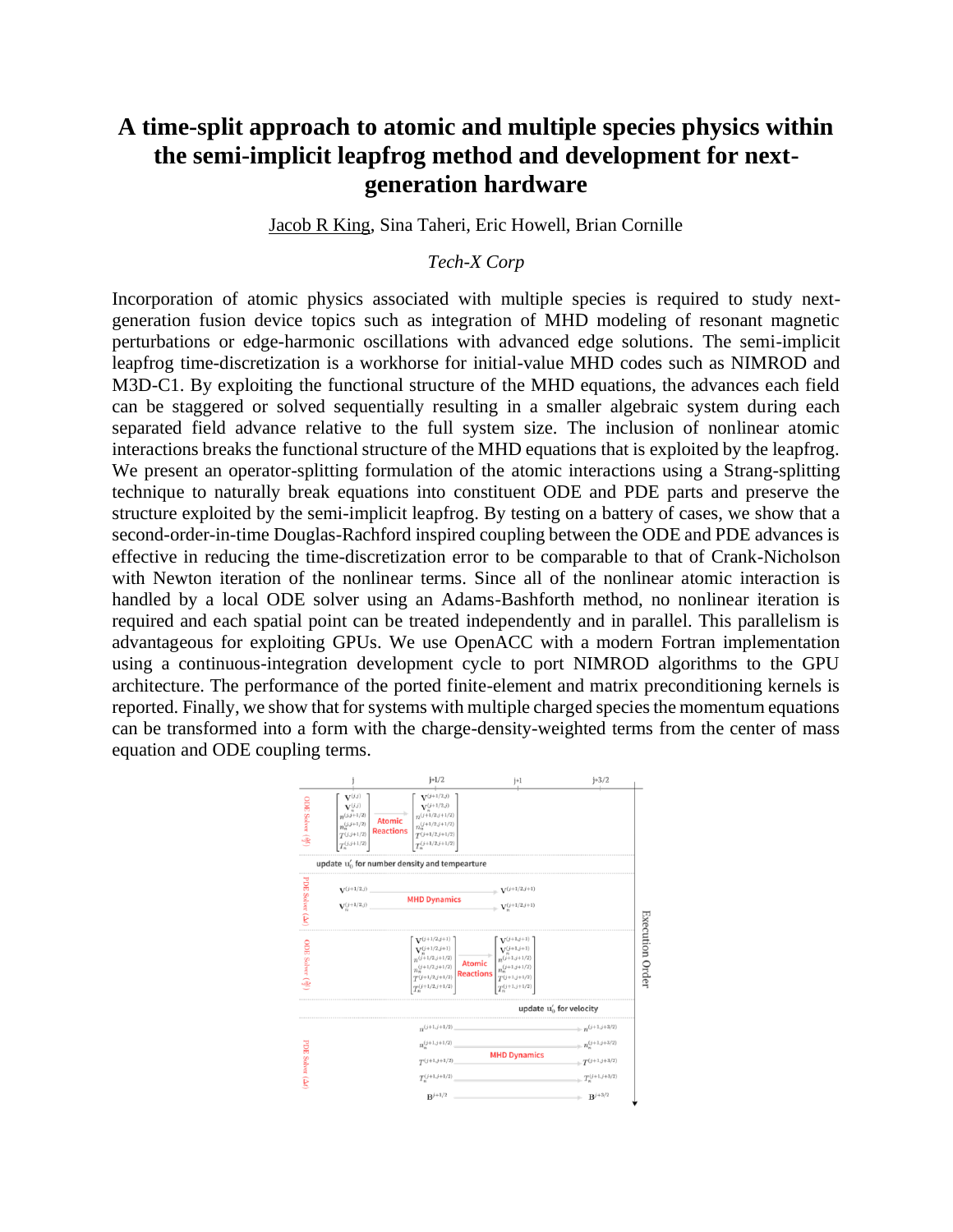# A time-split approach to atomic and multiple species physics within the semi-implicit leapfrog method and development for next-generation hardware

<u>Jacob R King</u>, Sina Taheri, Eric Howell, Brian Cornille

*Tech-X Corp*

Incorporation of atomic physics associated with multiple species is required to study next-generation fusion device topics such as integration of MHD modeling of resonant magnetic perturbations or edge-harmonic oscillations with advanced edge solutions. The semi-implicit leapfrog time-discretization is a workhorse for initial-value MHD codes such as NIMROD and M3D-C1. By exploiting the functional structure of the MHD equations, the advances each field can be staggered or solved sequentially resulting in a smaller algebraic system during each separated field advance relative to the full system size. The inclusion of nonlinear atomic interactions breaks the functional structure of the MHD equations that is exploited by the leapfrog. We present an operator-splitting formulation of the atomic interactions using a Strang-splitting technique to naturally break equations into constituent ODE and PDE parts and preserve the structure exploited by the semi-implicit leapfrog. By testing on a battery of cases, we show that a second-order-in-time Douglas-Rachford inspired coupling between the ODE and PDE advances is effective in reducing the time-discretization error to be comparable to that of Crank-Nicholson with Newton iteration of the nonlinear terms. Since all of the nonlinear atomic interaction is handled by a local ODE solver using an Adams-Bashforth method, no nonlinear iteration is required and each spatial point can be treated independently and in parallel. This parallelism is advantageous for exploiting GPUs. We use OpenACC with a modern Fortran implementation using a continuous-integration development cycle to port NIMROD algorithms to the GPU architecture. The performance of the ported finite-element and matrix preconditioning kernels is reported. Finally, we show that for systems with multiple charged species the momentum equations can be transformed into a form with the charge-density-weighted terms from the center of mass equation and ODE coupling terms.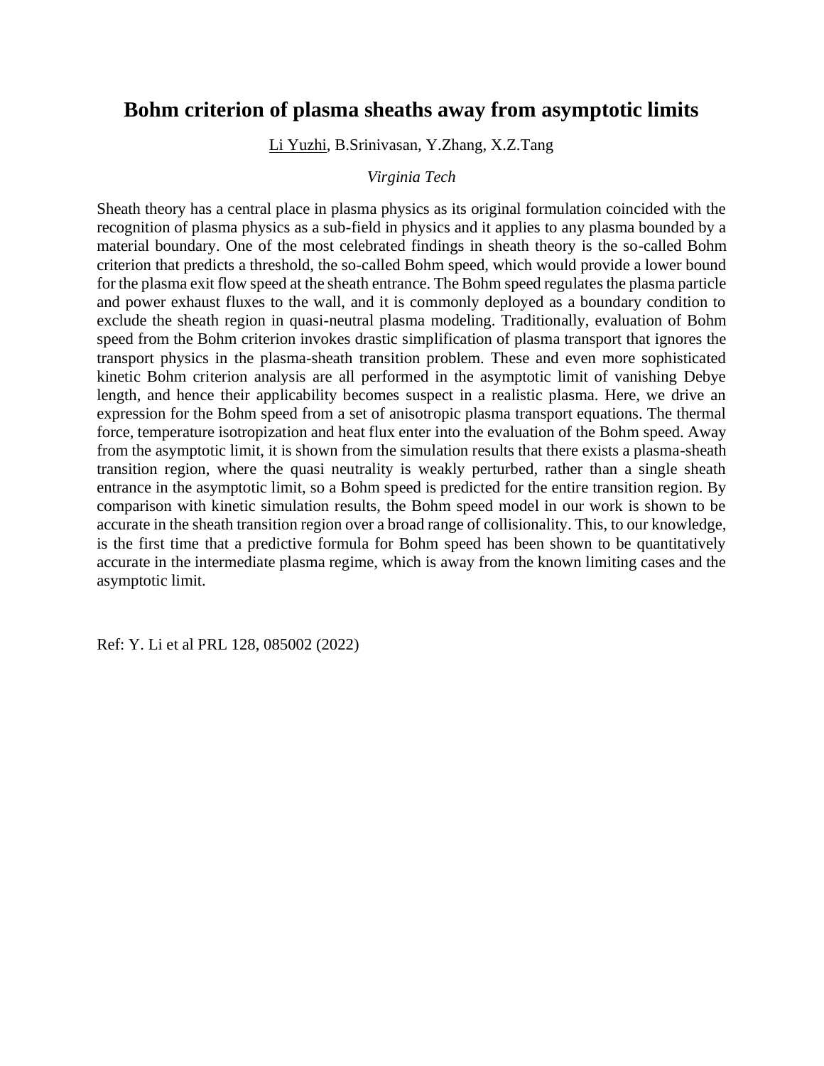# Bohm criterion of plasma sheaths away from asymptotic limits

Li Yuzhi, B.Srinivasan, Y.Zhang, X.Z.Tang

*Virginia Tech*

Sheath theory has a central place in plasma physics as its original formulation coincided with the recognition of plasma physics as a sub-field in physics and it applies to any plasma bounded by a material boundary. One of the most celebrated findings in sheath theory is the so-called Bohm criterion that predicts a threshold, the so-called Bohm speed, which would provide a lower bound for the plasma exit flow speed at the sheath entrance. The Bohm speed regulates the plasma particle and power exhaust fluxes to the wall, and it is commonly deployed as a boundary condition to exclude the sheath region in quasi-neutral plasma modeling. Traditionally, evaluation of Bohm speed from the Bohm criterion invokes drastic simplification of plasma transport that ignores the transport physics in the plasma-sheath transition problem. These and even more sophisticated kinetic Bohm criterion analysis are all performed in the asymptotic limit of vanishing Debye length, and hence their applicability becomes suspect in a realistic plasma. Here, we drive an expression for the Bohm speed from a set of anisotropic plasma transport equations. The thermal force, temperature isotropization and heat flux enter into the evaluation of the Bohm speed. Away from the asymptotic limit, it is shown from the simulation results that there exists a plasma-sheath transition region, where the quasi neutrality is weakly perturbed, rather than a single sheath entrance in the asymptotic limit, so a Bohm speed is predicted for the entire transition region. By comparison with kinetic simulation results, the Bohm speed model in our work is shown to be accurate in the sheath transition region over a broad range of collisionality. This, to our knowledge, is the first time that a predictive formula for Bohm speed has been shown to be quantitatively accurate in the intermediate plasma regime, which is away from the known limiting cases and the asymptotic limit.

Ref: Y. Li et al PRL 128, 085002 (2022)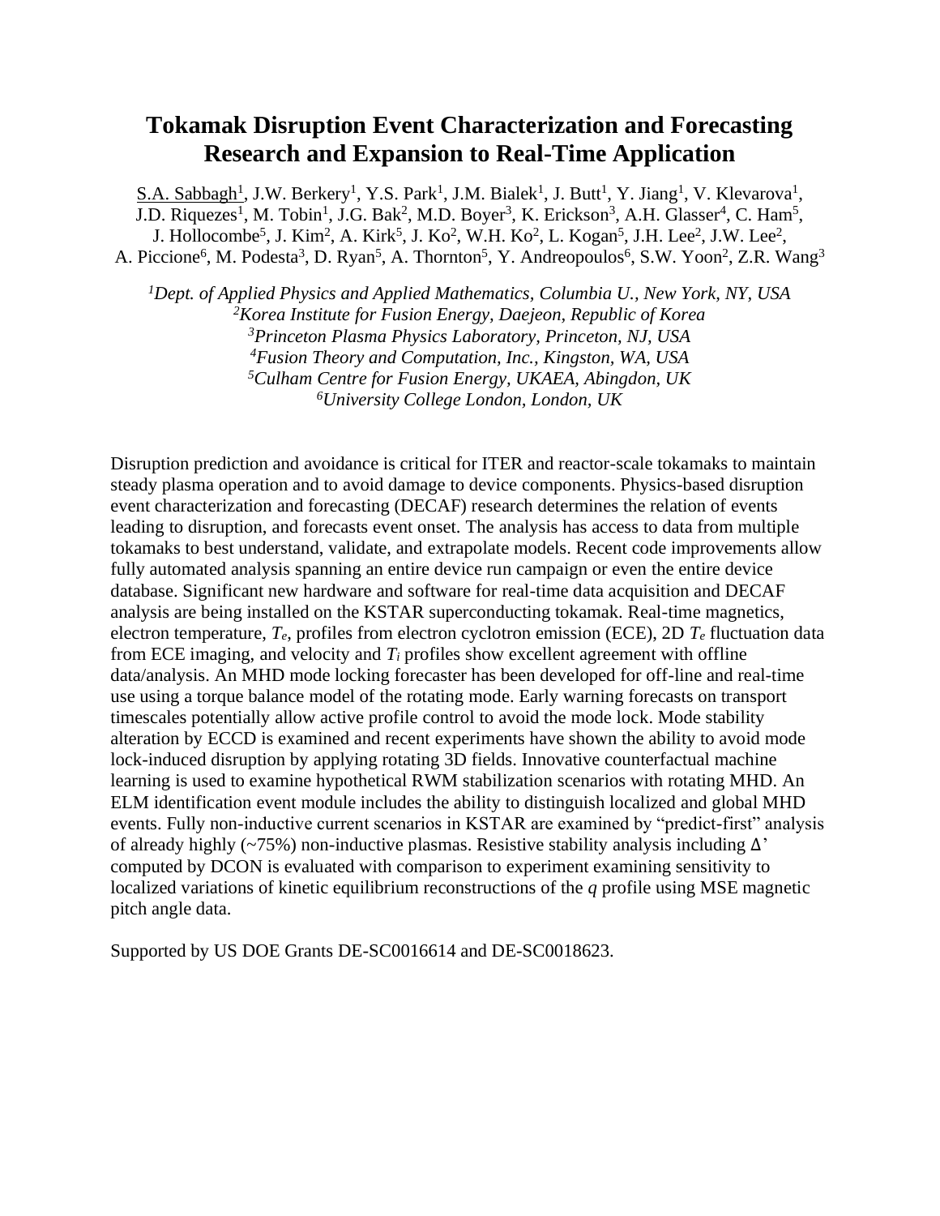# Tokamak Disruption Event Characterization and Forecasting Research and Expansion to Real-Time Application

S.A. Sabbagh[1], J.W. Berkery[1], Y.S. Park[1], J.M. Bialek[1], J. Butt[1], Y. Jiang[1], V. Klevarova[1], J.D. Riquezes[1], M. Tobin[1], J.G. Bak[2], M.D. Boyer[3], K. Erickson[3], A.H. Glasser[4], C. Ham[5], J. Hollocombe[5], J. Kim[2], A. Kirk[5], J. Ko[2], W.H. Ko[2], L. Kogan[5], J.H. Lee[2], J.W. Lee[2], A. Piccione[6], M. Podesta[3], D. Ryan[5], A. Thornton[5], Y. Andreopoulos[6], S.W. Yoon[2], Z.R. Wang[3]

*[1]Dept. of Applied Physics and Applied Mathematics, Columbia U., New York, NY, USA*
*[2]Korea Institute for Fusion Energy, Daejeon, Republic of Korea*
*[3]Princeton Plasma Physics Laboratory, Princeton, NJ, USA*
*[4]Fusion Theory and Computation, Inc., Kingston, WA, USA*
*[5]Culham Centre for Fusion Energy, UKAEA, Abingdon, UK*
*[6]University College London, London, UK*

Disruption prediction and avoidance is critical for ITER and reactor-scale tokamaks to maintain steady plasma operation and to avoid damage to device components. Physics-based disruption event characterization and forecasting (DECAF) research determines the relation of events leading to disruption, and forecasts event onset. The analysis has access to data from multiple tokamaks to best understand, validate, and extrapolate models. Recent code improvements allow fully automated analysis spanning an entire device run campaign or even the entire device database. Significant new hardware and software for real-time data acquisition and DECAF analysis are being installed on the KSTAR superconducting tokamak. Real-time magnetics, electron temperature, $T_e$, profiles from electron cyclotron emission (ECE), 2D $T_e$ fluctuation data from ECE imaging, and velocity and $T_i$ profiles show excellent agreement with offline data/analysis. An MHD mode locking forecaster has been developed for off-line and real-time use using a torque balance model of the rotating mode. Early warning forecasts on transport timescales potentially allow active profile control to avoid the mode lock. Mode stability alteration by ECCD is examined and recent experiments have shown the ability to avoid mode lock-induced disruption by applying rotating 3D fields. Innovative counterfactual machine learning is used to examine hypothetical RWM stabilization scenarios with rotating MHD. An ELM identification event module includes the ability to distinguish localized and global MHD events. Fully non-inductive current scenarios in KSTAR are examined by "predict-first" analysis of already highly (~75%) non-inductive plasmas. Resistive stability analysis including $\Delta'$ computed by DCON is evaluated with comparison to experiment examining sensitivity to localized variations of kinetic equilibrium reconstructions of the *q* profile using MSE magnetic pitch angle data.

Supported by US DOE Grants DE-SC0016614 and DE-SC0018623.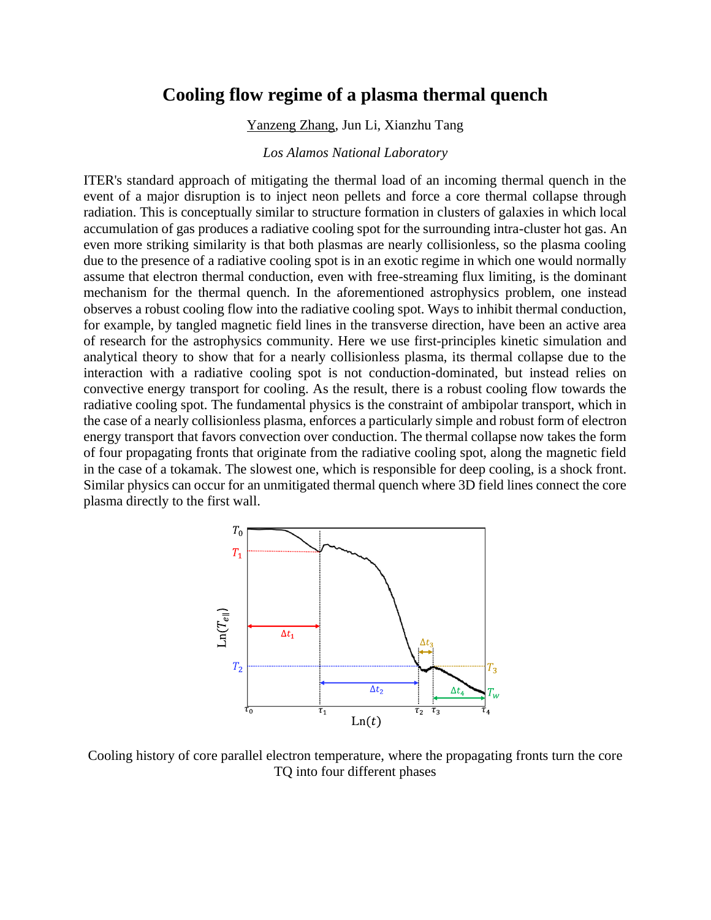# Cooling flow regime of a plasma thermal quench

Yanzeng Zhang, Jun Li, Xianzhu Tang

*Los Alamos National Laboratory*

ITER's standard approach of mitigating the thermal load of an incoming thermal quench in the event of a major disruption is to inject neon pellets and force a core thermal collapse through radiation. This is conceptually similar to structure formation in clusters of galaxies in which local accumulation of gas produces a radiative cooling spot for the surrounding intra-cluster hot gas. An even more striking similarity is that both plasmas are nearly collisionless, so the plasma cooling due to the presence of a radiative cooling spot is in an exotic regime in which one would normally assume that electron thermal conduction, even with free-streaming flux limiting, is the dominant mechanism for the thermal quench. In the aforementioned astrophysics problem, one instead observes a robust cooling flow into the radiative cooling spot. Ways to inhibit thermal conduction, for example, by tangled magnetic field lines in the transverse direction, have been an active area of research for the astrophysics community. Here we use first-principles kinetic simulation and analytical theory to show that for a nearly collisionless plasma, its thermal collapse due to the interaction with a radiative cooling spot is not conduction-dominated, but instead relies on convective energy transport for cooling. As the result, there is a robust cooling flow towards the radiative cooling spot. The fundamental physics is the constraint of ambipolar transport, which in the case of a nearly collisionless plasma, enforces a particularly simple and robust form of electron energy transport that favors convection over conduction. The thermal collapse now takes the form of four propagating fronts that originate from the radiative cooling spot, along the magnetic field in the case of a tokamak. The slowest one, which is responsible for deep cooling, is a shock front. Similar physics can occur for an unmitigated thermal quench where 3D field lines connect the core plasma directly to the first wall.

Cooling history of core parallel electron temperature, where the propagating fronts turn the core TQ into four different phases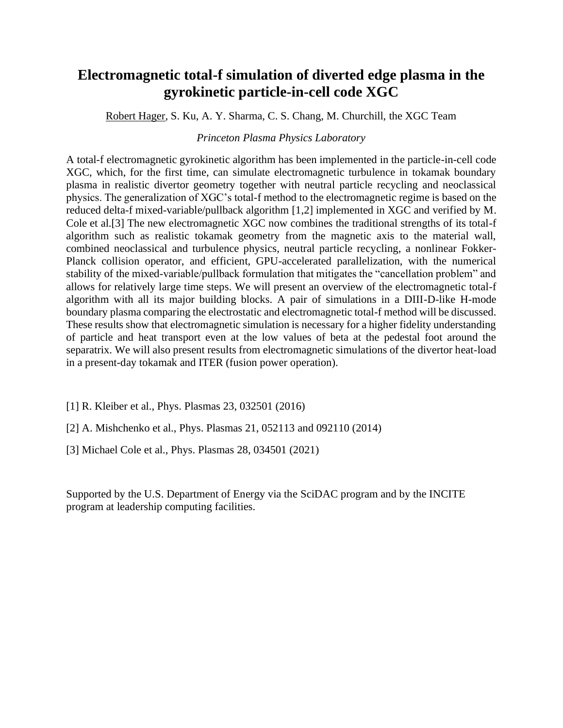# Electromagnetic total-f simulation of diverted edge plasma in the gyrokinetic particle-in-cell code XGC

Robert Hager, S. Ku, A. Y. Sharma, C. S. Chang, M. Churchill, the XGC Team

*Princeton Plasma Physics Laboratory*

A total-f electromagnetic gyrokinetic algorithm has been implemented in the particle-in-cell code XGC, which, for the first time, can simulate electromagnetic turbulence in tokamak boundary plasma in realistic divertor geometry together with neutral particle recycling and neoclassical physics. The generalization of XGC's total-f method to the electromagnetic regime is based on the reduced delta-f mixed-variable/pullback algorithm [1,2] implemented in XGC and verified by M. Cole et al.[3] The new electromagnetic XGC now combines the traditional strengths of its total-f algorithm such as realistic tokamak geometry from the magnetic axis to the material wall, combined neoclassical and turbulence physics, neutral particle recycling, a nonlinear Fokker-Planck collision operator, and efficient, GPU-accelerated parallelization, with the numerical stability of the mixed-variable/pullback formulation that mitigates the "cancellation problem" and allows for relatively large time steps. We will present an overview of the electromagnetic total-f algorithm with all its major building blocks. A pair of simulations in a DIII-D-like H-mode boundary plasma comparing the electrostatic and electromagnetic total-f method will be discussed. These results show that electromagnetic simulation is necessary for a higher fidelity understanding of particle and heat transport even at the low values of beta at the pedestal foot around the separatrix. We will also present results from electromagnetic simulations of the divertor heat-load in a present-day tokamak and ITER (fusion power operation).

[1] R. Kleiber et al., Phys. Plasmas 23, 032501 (2016)

[2] A. Mishchenko et al., Phys. Plasmas 21, 052113 and 092110 (2014)

[3] Michael Cole et al., Phys. Plasmas 28, 034501 (2021)

Supported by the U.S. Department of Energy via the SciDAC program and by the INCITE program at leadership computing facilities.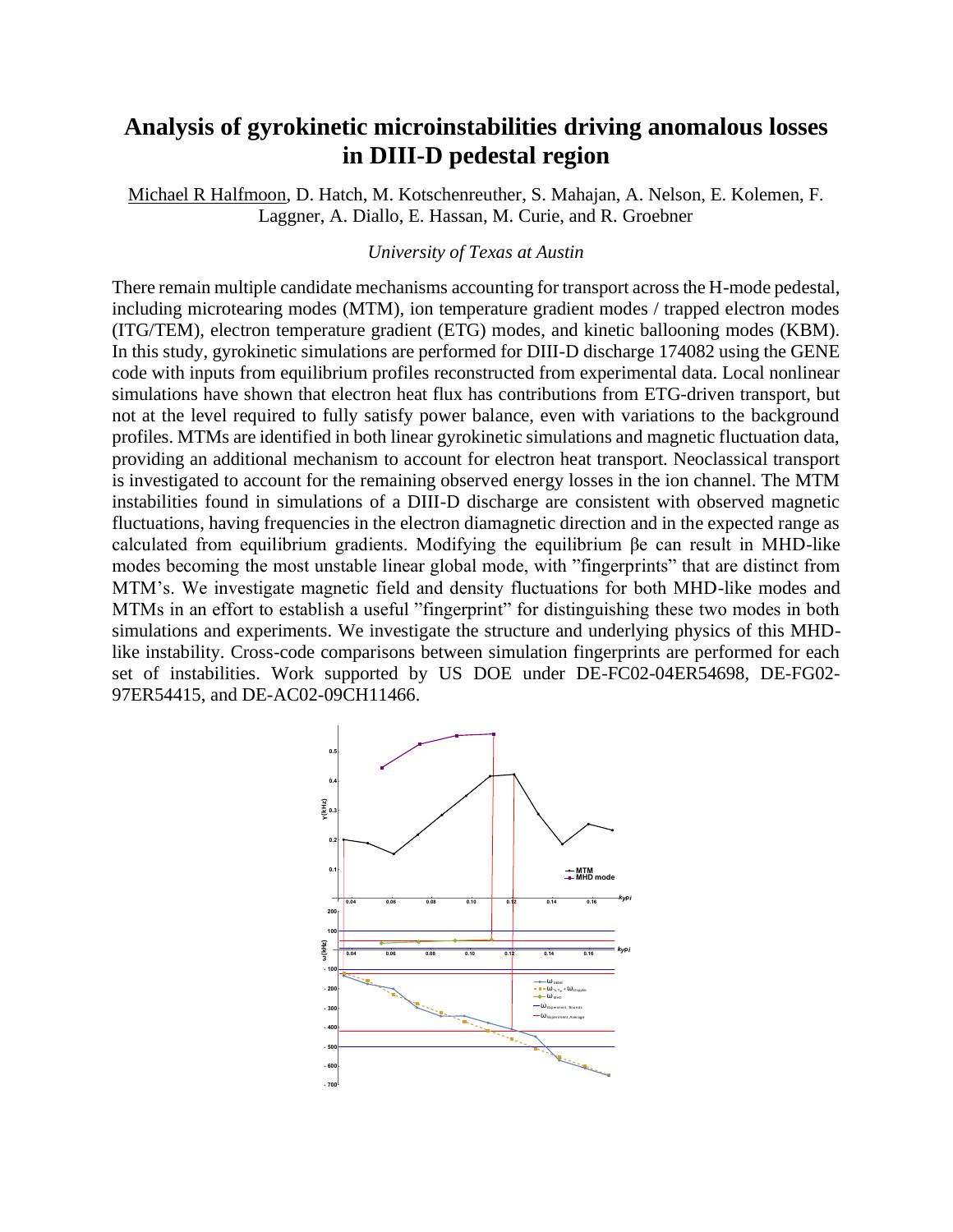# Analysis of gyrokinetic microinstabilities driving anomalous losses in DIII-D pedestal region

Michael R Halfmoon, D. Hatch, M. Kotschenreuther, S. Mahajan, A. Nelson, E. Kolemen, F. Laggner, A. Diallo, E. Hassan, M. Curie, and R. Groebner

*University of Texas at Austin*

There remain multiple candidate mechanisms accounting for transport across the H-mode pedestal, including microtearing modes (MTM), ion temperature gradient modes / trapped electron modes (ITG/TEM), electron temperature gradient (ETG) modes, and kinetic ballooning modes (KBM). In this study, gyrokinetic simulations are performed for DIII-D discharge 174082 using the GENE code with inputs from equilibrium profiles reconstructed from experimental data. Local nonlinear simulations have shown that electron heat flux has contributions from ETG-driven transport, but not at the level required to fully satisfy power balance, even with variations to the background profiles. MTMs are identified in both linear gyrokinetic simulations and magnetic fluctuation data, providing an additional mechanism to account for electron heat transport. Neoclassical transport is investigated to account for the remaining observed energy losses in the ion channel. The MTM instabilities found in simulations of a DIII-D discharge are consistent with observed magnetic fluctuations, having frequencies in the electron diamagnetic direction and in the expected range as calculated from equilibrium gradients. Modifying the equilibrium $\beta e$ can result in MHD-like modes becoming the most unstable linear global mode, with "fingerprints" that are distinct from MTM's. We investigate magnetic field and density fluctuations for both MHD-like modes and MTMs in an effort to establish a useful "fingerprint" for distinguishing these two modes in both simulations and experiments. We investigate the structure and underlying physics of this MHD-like instability. Cross-code comparisons between simulation fingerprints are performed for each set of instabilities. Work supported by US DOE under DE-FC02-04ER54698, DE-FG02-97ER54415, and DE-AC02-09CH11466.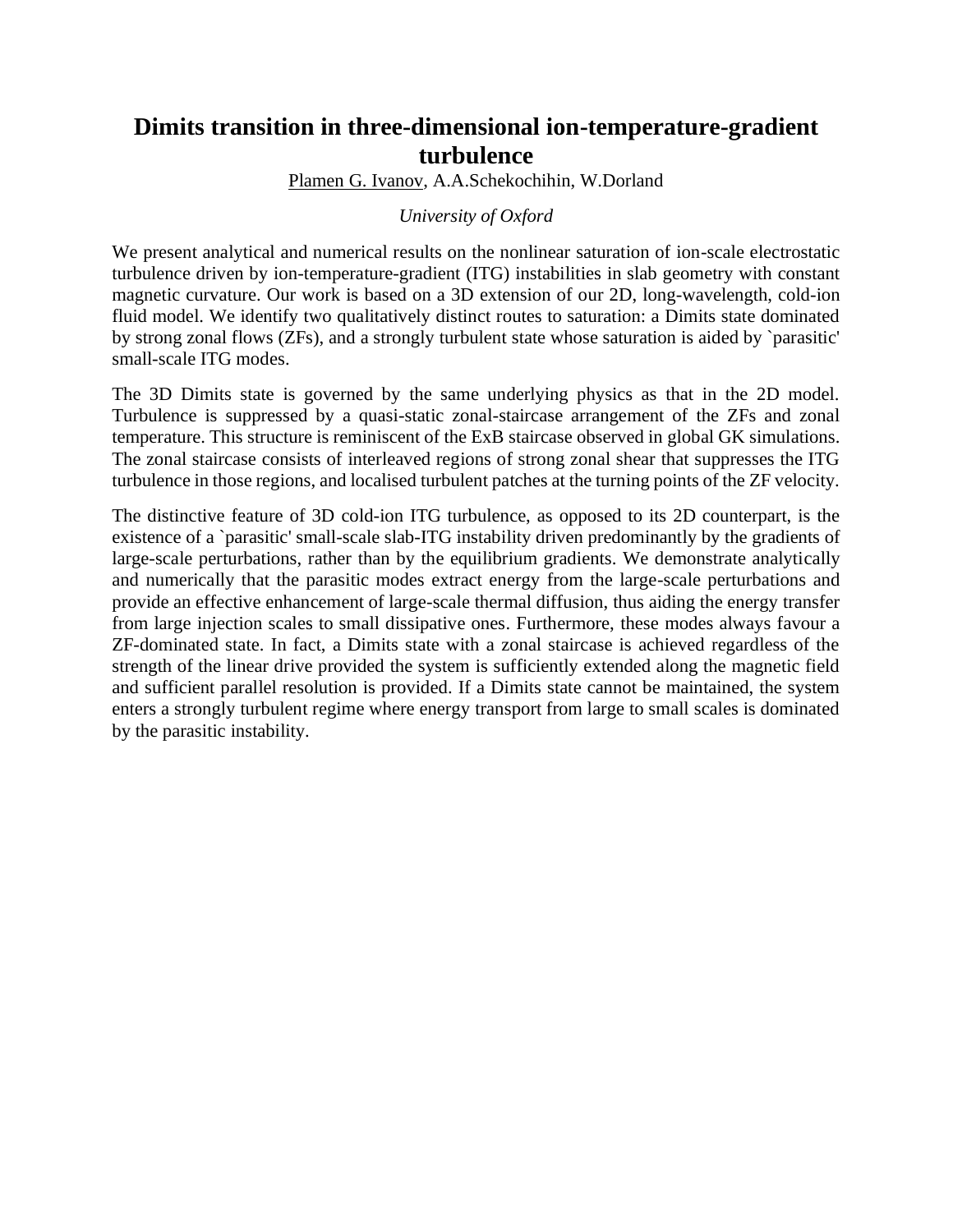# Dimits transition in three-dimensional ion-temperature-gradient turbulence

Plamen G. Ivanov, A.A.Schekochihin, W.Dorland

*University of Oxford*

We present analytical and numerical results on the nonlinear saturation of ion-scale electrostatic turbulence driven by ion-temperature-gradient (ITG) instabilities in slab geometry with constant magnetic curvature. Our work is based on a 3D extension of our 2D, long-wavelength, cold-ion fluid model. We identify two qualitatively distinct routes to saturation: a Dimits state dominated by strong zonal flows (ZFs), and a strongly turbulent state whose saturation is aided by `parasitic' small-scale ITG modes.

The 3D Dimits state is governed by the same underlying physics as that in the 2D model. Turbulence is suppressed by a quasi-static zonal-staircase arrangement of the ZFs and zonal temperature. This structure is reminiscent of the ExB staircase observed in global GK simulations. The zonal staircase consists of interleaved regions of strong zonal shear that suppresses the ITG turbulence in those regions, and localised turbulent patches at the turning points of the ZF velocity.

The distinctive feature of 3D cold-ion ITG turbulence, as opposed to its 2D counterpart, is the existence of a `parasitic' small-scale slab-ITG instability driven predominantly by the gradients of large-scale perturbations, rather than by the equilibrium gradients. We demonstrate analytically and numerically that the parasitic modes extract energy from the large-scale perturbations and provide an effective enhancement of large-scale thermal diffusion, thus aiding the energy transfer from large injection scales to small dissipative ones. Furthermore, these modes always favour a ZF-dominated state. In fact, a Dimits state with a zonal staircase is achieved regardless of the strength of the linear drive provided the system is sufficiently extended along the magnetic field and sufficient parallel resolution is provided. If a Dimits state cannot be maintained, the system enters a strongly turbulent regime where energy transport from large to small scales is dominated by the parasitic instability.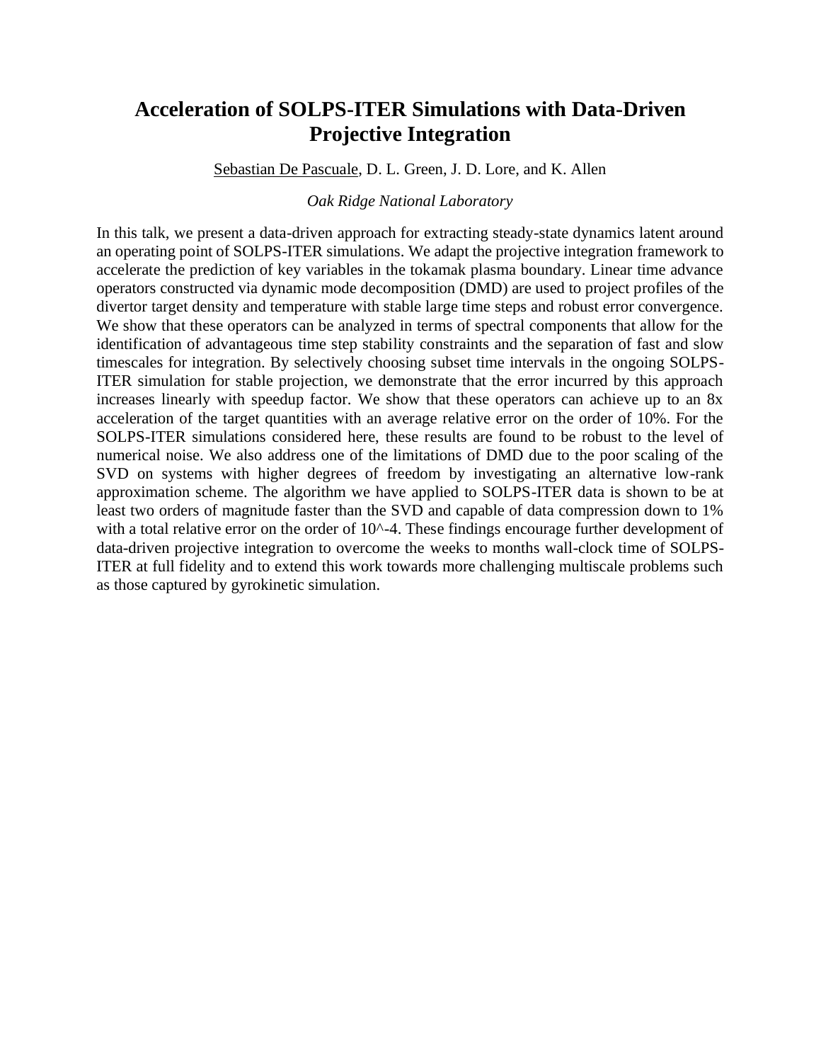# Acceleration of SOLPS-ITER Simulations with Data-Driven Projective Integration

Sebastian De Pascuale, D. L. Green, J. D. Lore, and K. Allen

*Oak Ridge National Laboratory*

In this talk, we present a data-driven approach for extracting steady-state dynamics latent around an operating point of SOLPS-ITER simulations. We adapt the projective integration framework to accelerate the prediction of key variables in the tokamak plasma boundary. Linear time advance operators constructed via dynamic mode decomposition (DMD) are used to project profiles of the divertor target density and temperature with stable large time steps and robust error convergence. We show that these operators can be analyzed in terms of spectral components that allow for the identification of advantageous time step stability constraints and the separation of fast and slow timescales for integration. By selectively choosing subset time intervals in the ongoing SOLPS-ITER simulation for stable projection, we demonstrate that the error incurred by this approach increases linearly with speedup factor. We show that these operators can achieve up to an 8x acceleration of the target quantities with an average relative error on the order of 10%. For the SOLPS-ITER simulations considered here, these results are found to be robust to the level of numerical noise. We also address one of the limitations of DMD due to the poor scaling of the SVD on systems with higher degrees of freedom by investigating an alternative low-rank approximation scheme. The algorithm we have applied to SOLPS-ITER data is shown to be at least two orders of magnitude faster than the SVD and capable of data compression down to 1% with a total relative error on the order of $10^{-4}$. These findings encourage further development of data-driven projective integration to overcome the weeks to months wall-clock time of SOLPS-ITER at full fidelity and to extend this work towards more challenging multiscale problems such as those captured by gyrokinetic simulation.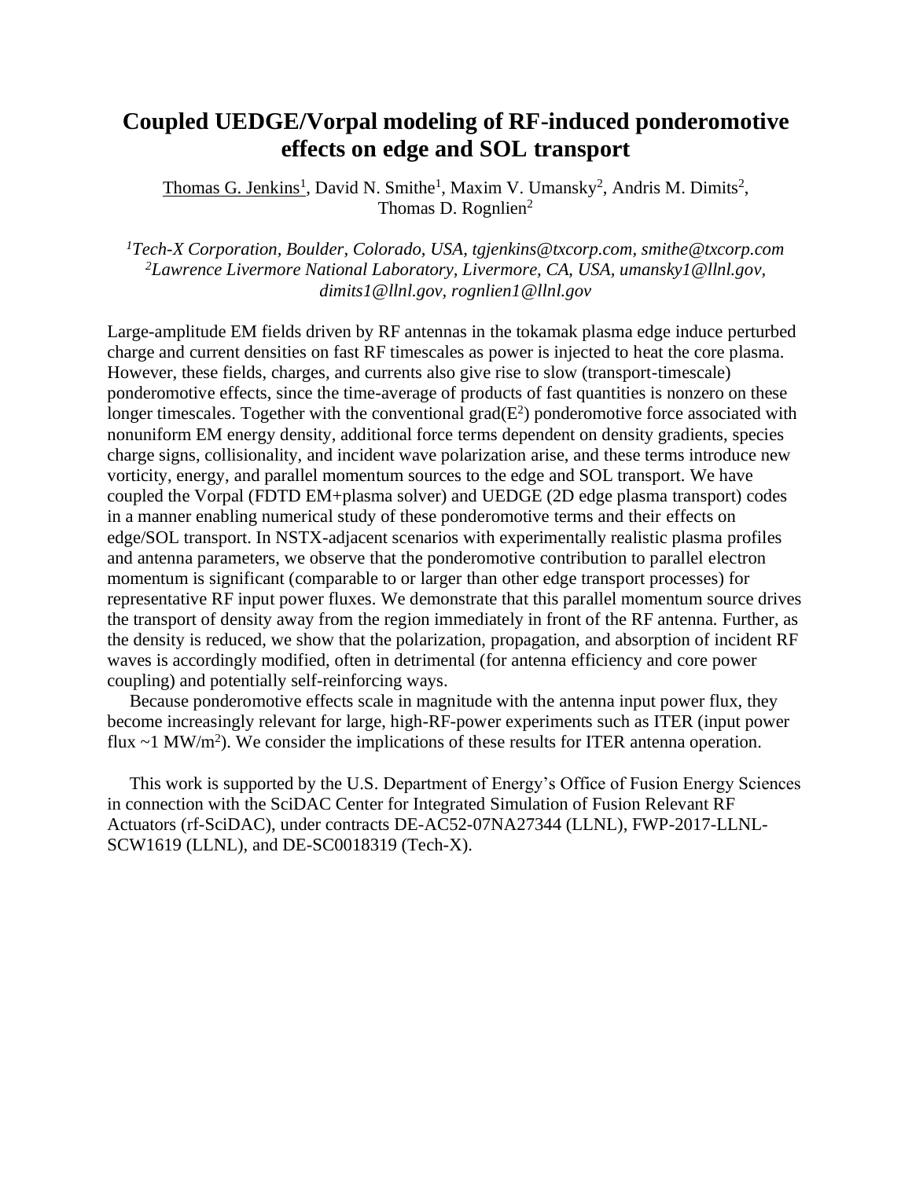# Coupled UEDGE/Vorpal modeling of RF-induced ponderomotive effects on edge and SOL transport

Thomas G. Jenkins[1], David N. Smithe[1], Maxim V. Umansky[2], Andris M. Dimits[2], Thomas D. Rognlien[2]

*[1]Tech-X Corporation, Boulder, Colorado, USA, tgjenkins@txcorp.com, smithe@txcorp.com*
*[2]Lawrence Livermore National Laboratory, Livermore, CA, USA, umansky1@llnl.gov, dimits1@llnl.gov, rognlien1@llnl.gov*

Large-amplitude EM fields driven by RF antennas in the tokamak plasma edge induce perturbed charge and current densities on fast RF timescales as power is injected to heat the core plasma. However, these fields, charges, and currents also give rise to slow (transport-timescale) ponderomotive effects, since the time-average of products of fast quantities is nonzero on these longer timescales. Together with the conventional grad($E^2$) ponderomotive force associated with nonuniform EM energy density, additional force terms dependent on density gradients, species charge signs, collisionality, and incident wave polarization arise, and these terms introduce new vorticity, energy, and parallel momentum sources to the edge and SOL transport. We have coupled the Vorpal (FDTD EM+plasma solver) and UEDGE (2D edge plasma transport) codes in a manner enabling numerical study of these ponderomotive terms and their effects on edge/SOL transport. In NSTX-adjacent scenarios with experimentally realistic plasma profiles and antenna parameters, we observe that the ponderomotive contribution to parallel electron momentum is significant (comparable to or larger than other edge transport processes) for representative RF input power fluxes. We demonstrate that this parallel momentum source drives the transport of density away from the region immediately in front of the RF antenna. Further, as the density is reduced, we show that the polarization, propagation, and absorption of incident RF waves is accordingly modified, often in detrimental (for antenna efficiency and core power coupling) and potentially self-reinforcing ways.

Because ponderomotive effects scale in magnitude with the antenna input power flux, they become increasingly relevant for large, high-RF-power experiments such as ITER (input power flux ~1 MW/m$^2$). We consider the implications of these results for ITER antenna operation.

This work is supported by the U.S. Department of Energy's Office of Fusion Energy Sciences in connection with the SciDAC Center for Integrated Simulation of Fusion Relevant RF Actuators (rf-SciDAC), under contracts DE-AC52-07NA27344 (LLNL), FWP-2017-LLNL-SCW1619 (LLNL), and DE-SC0018319 (Tech-X).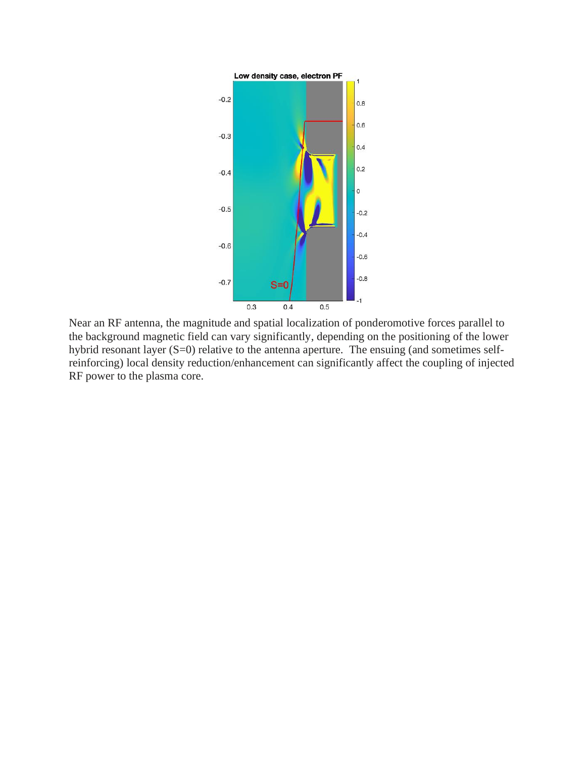Low density case, electron PF

-0.2

-0.3

-0.4

-0.5

-0.6

-0.7

0.3 0.4 0.5

S=0

1

0.8

0.6

0.4

0.2

0

-0.2

-0.4

-0.6

-0.8

-1

Near an RF antenna, the magnitude and spatial localization of ponderomotive forces parallel to the background magnetic field can vary significantly, depending on the positioning of the lower hybrid resonant layer (S=0) relative to the antenna aperture. The ensuing (and sometimes self-reinforcing) local density reduction/enhancement can significantly affect the coupling of injected RF power to the plasma core.